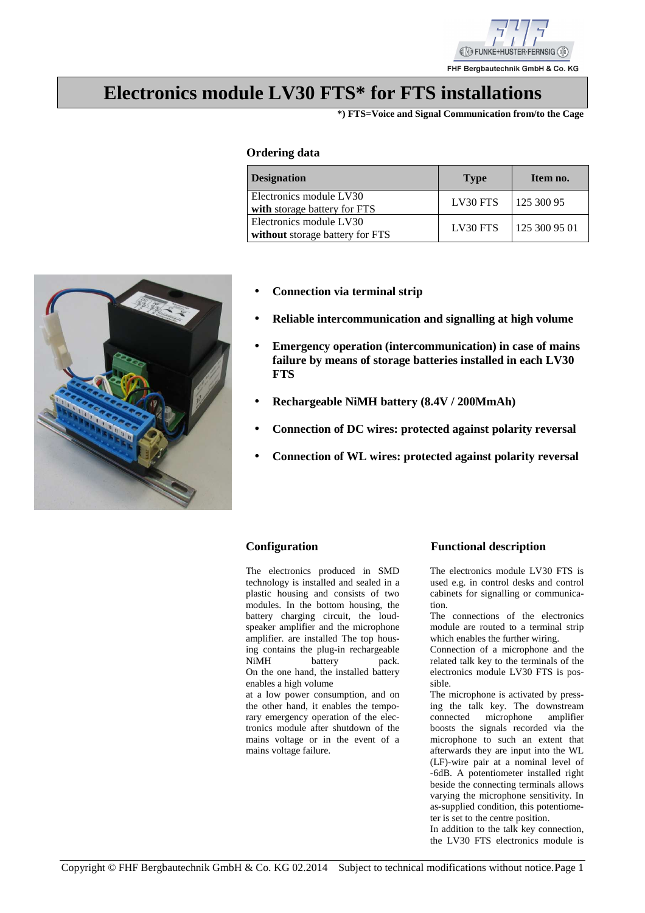# Electronics module LV30 FTS* for FTS installations

**\*) FTS=Voice and Signal Communication from/to the Cage**

### Ordering data

| Designation | Type | Item no. |
|---|---|---|
| Electronics module LV30 **with** storage battery for FTS | LV30 FTS | 125 300 95 |
| Electronics module LV30 **without** storage battery for FTS | LV30 FTS | 125 300 95 01 |

- **Connection via terminal strip**
- **Reliable intercommunication and signalling at high volume**
- **Emergency operation (intercommunication) in case of mains failure by means of storage batteries installed in each LV30 FTS**
- **Rechargeable NiMH battery (8.4V / 200MmAh)**
- **Connection of DC wires: protected against polarity reversal**
- **Connection of WL wires: protected against polarity reversal**

### Configuration

The electronics produced in SMD technology is installed and sealed in a plastic housing and consists of two modules. In the bottom housing, the battery charging circuit, the loudspeaker amplifier and the microphone amplifier. are installed The top housing contains the plug-in rechargeable NiMH battery pack. On the one hand, the installed battery enables a high volume
at a low power consumption, and on the other hand, it enables the temporary emergency operation of the electronics module after shutdown of the mains voltage or in the event of a mains voltage failure.

### Functional description

The electronics module LV30 FTS is used e.g. in control desks and control cabinets for signalling or communication.
The connections of the electronics module are routed to a terminal strip which enables the further wiring.
Connection of a microphone and the related talk key to the terminals of the electronics module LV30 FTS is possible.
The microphone is activated by pressing the talk key. The downstream connected microphone amplifier boosts the signals recorded via the microphone to such an extent that afterwards they are input into the WL (LF)-wire pair at a nominal level of -6dB. A potentiometer installed right beside the connecting terminals allows varying the microphone sensitivity. In as-supplied condition, this potentiometer is set to the centre position.
In addition to the talk key connection, the LV30 FTS electronics module is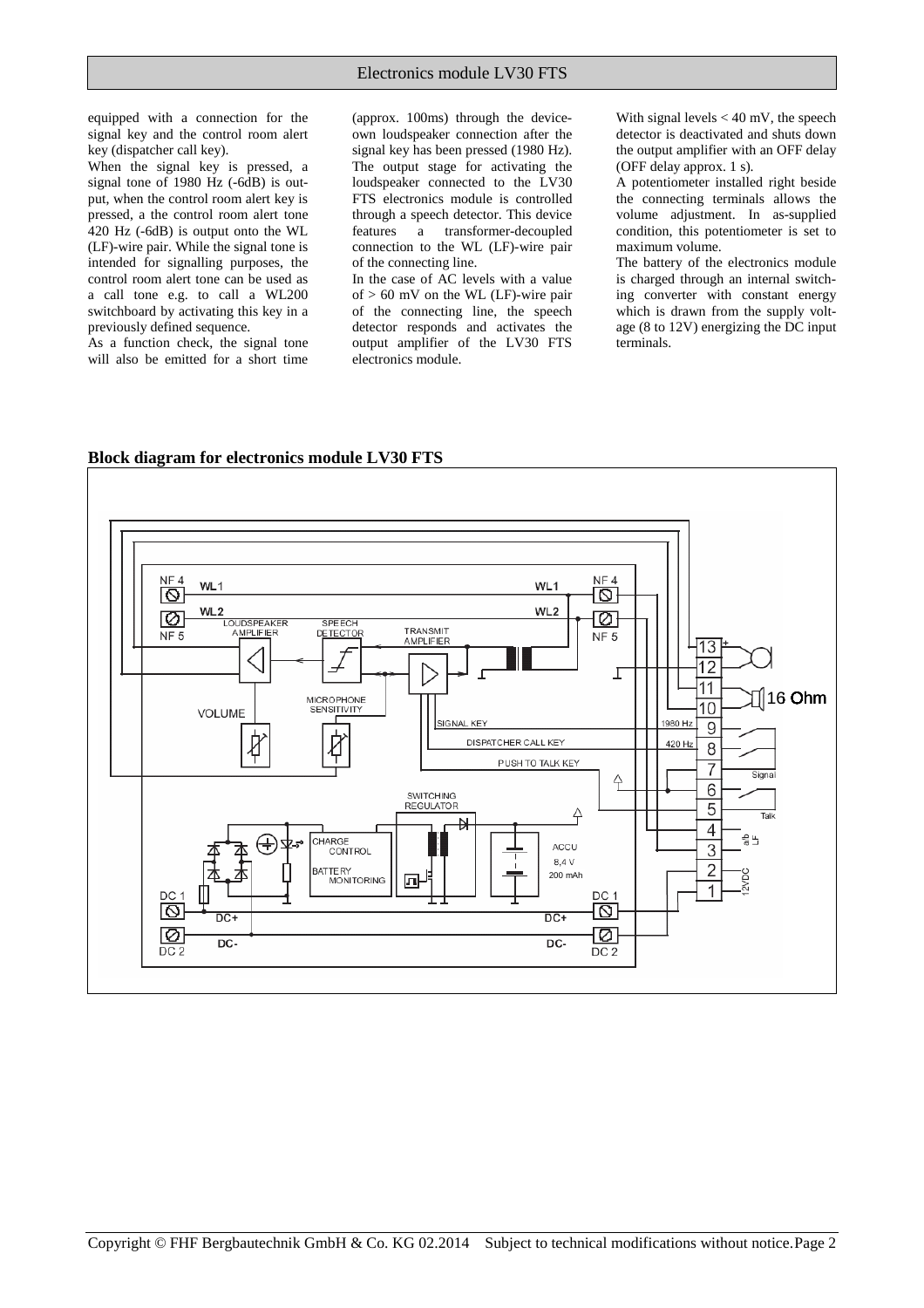equipped with a connection for the signal key and the control room alert key (dispatcher call key).

When the signal key is pressed, a signal tone of 1980 Hz (-6dB) is output, when the control room alert key is pressed, a the control room alert tone 420 Hz (-6dB) is output onto the WL (LF)-wire pair. While the signal tone is intended for signalling purposes, the control room alert tone can be used as a call tone e.g. to call a WL200 switchboard by activating this key in a previously defined sequence.

As a function check, the signal tone will also be emitted for a short time (approx. 100ms) through the device-own loudspeaker connection after the signal key has been pressed (1980 Hz).

The output stage for activating the loudspeaker connected to the LV30 FTS electronics module is controlled through a speech detector. This device features a transformer-decoupled connection to the WL (LF)-wire pair of the connecting line.

In the case of AC levels with a value of > 60 mV on the WL (LF)-wire pair of the connecting line, the speech detector responds and activates the output amplifier of the LV30 FTS electronics module.

With signal levels < 40 mV, the speech detector is deactivated and shuts down the output amplifier with an OFF delay (OFF delay approx. 1 s).

A potentiometer installed right beside the connecting terminals allows the volume adjustment. In as-supplied condition, this potentiometer is set to maximum volume.

The battery of the electronics module is charged through an internal switching converter with constant energy which is drawn from the supply voltage (8 to 12V) energizing the DC input terminals.

**Block diagram for electronics module LV30 FTS**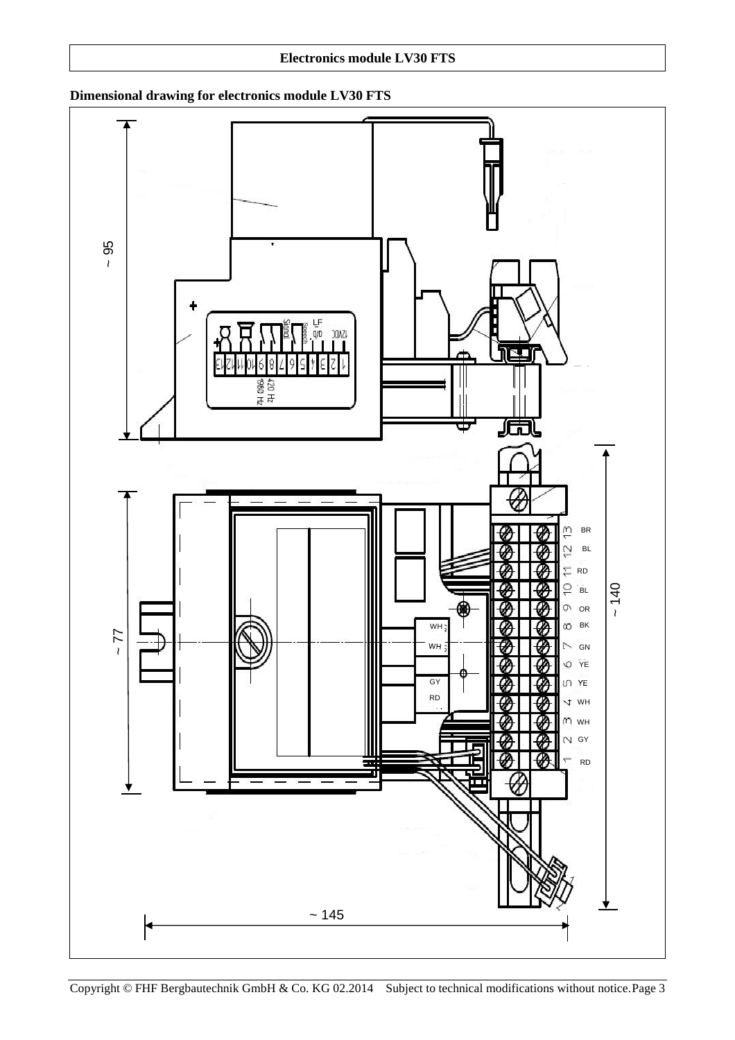## Dimensional drawing for electronics module LV30 FTS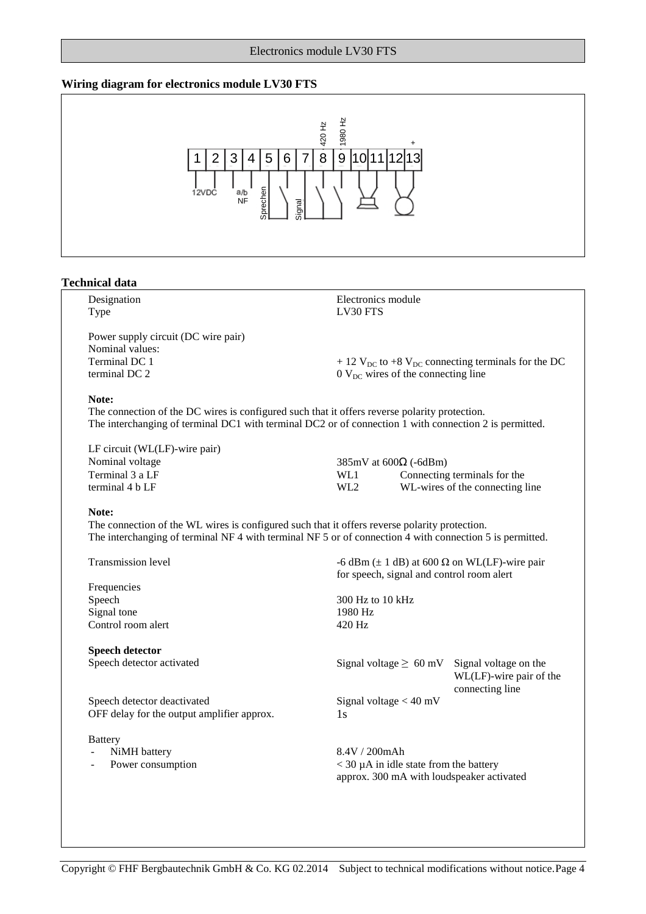Electronics module LV30 FTS

## Wiring diagram for electronics module LV30 FTS

1 2 3 4 5 6 7 8 9 10 11 12 13

420 Hz 1980 Hz +

12VDC a/b NF Sprechen Signal

## Technical data

| | |
|---|---|
| Designation | Electronics module |
| Type | LV30 FTS |
| Power supply circuit (DC wire pair) | |
| Nominal values: | |
| Terminal DC 1 | + 12 $V_{DC}$ to +8 $V_{DC}$ connecting terminals for the DC |
| terminal DC 2 | 0 $V_{DC}$ wires of the connecting line |

**Note:**
The connection of the DC wires is configured such that it offers reverse polarity protection.
The interchanging of terminal DC1 with terminal DC2 or of connection 1 with connection 2 is permitted.

| | | |
|---|---|---|
| LF circuit (WL(LF)-wire pair) | | |
| Nominal voltage | 385mV at 600Ω (-6dBm) | |
| Terminal 3 a LF | WL1 | Connecting terminals for the |
| terminal 4 b LF | WL2 | WL-wires of the connecting line |

**Note:**
The connection of the WL wires is configured such that it offers reverse polarity protection.
The interchanging of terminal NF 4 with terminal NF 5 or of connection 4 with connection 5 is permitted.

| | | |
|---|---|---|
| Transmission level | -6 dBm (± 1 dB) at 600 Ω on WL(LF)-wire pair for speech, signal and control room alert | |
| Frequencies | | |
| Speech | 300 Hz to 10 kHz | |
| Signal tone | 1980 Hz | |
| Control room alert | 420 Hz | |
| **Speech detector** | | |
| Speech detector activated | Signal voltage ≥ 60 mV | Signal voltage on the WL(LF)-wire pair of the connecting line |
| Speech detector deactivated | Signal voltage < 40 mV | |
| OFF delay for the output amplifier approx. | 1s | |
| Battery | | |
| - NiMH battery | 8.4V / 200mAh | |
| - Power consumption | < 30 µA in idle state from the battery<br>approx. 300 mA with loudspeaker activated | |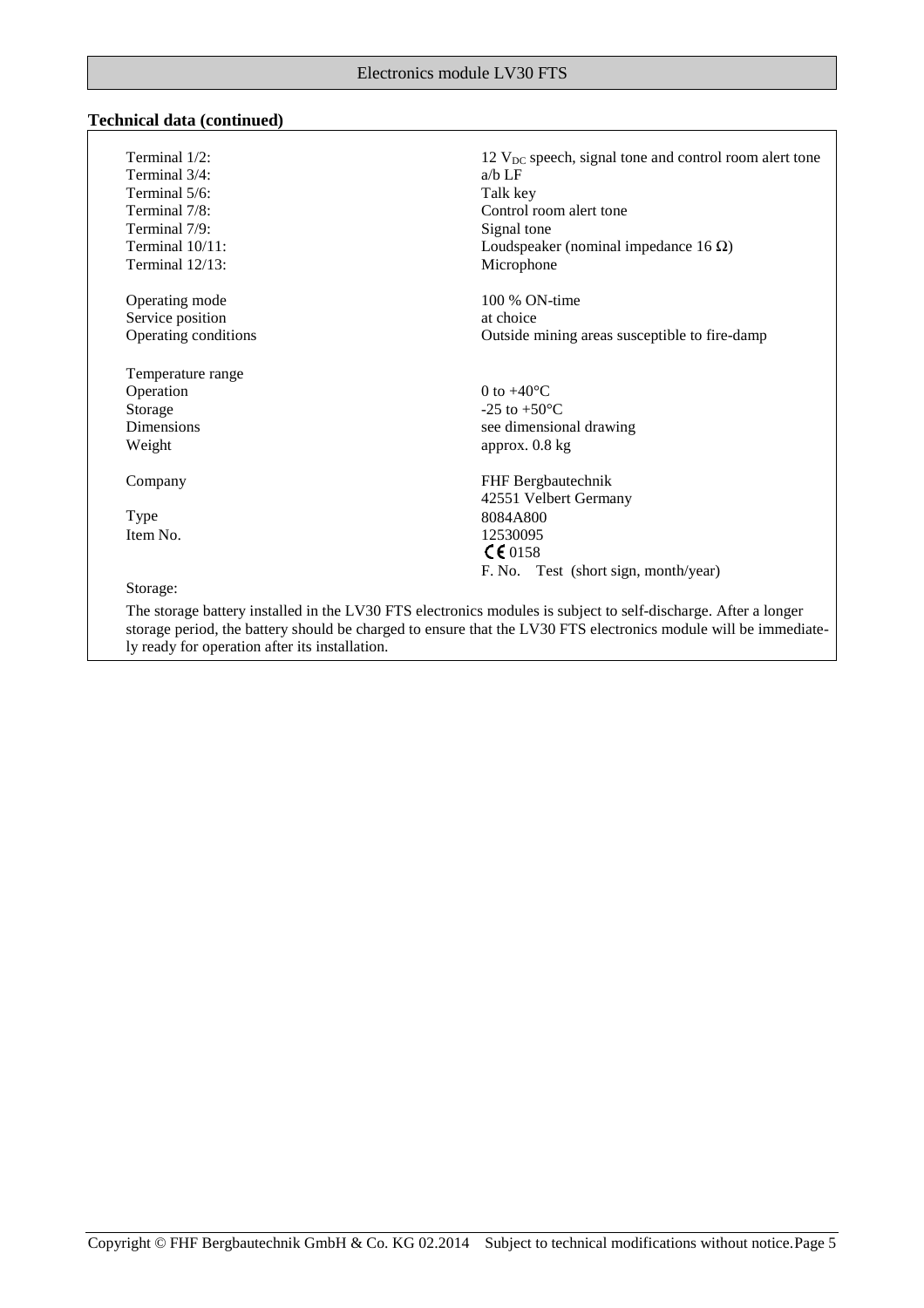## Technical data (continued)

| | |
|---|---|
| Terminal 1/2: | 12 $V_{DC}$ speech, signal tone and control room alert tone |
| Terminal 3/4: | a/b LF |
| Terminal 5/6: | Talk key |
| Terminal 7/8: | Control room alert tone |
| Terminal 7/9: | Signal tone |
| Terminal 10/11: | Loudspeaker (nominal impedance 16 Ω) |
| Terminal 12/13: | Microphone |
| | |
| Operating mode | 100 % ON-time |
| Service position | at choice |
| Operating conditions | Outside mining areas susceptible to fire-damp |
| | |
| Temperature range | |
| Operation | 0 to +40°C |
| Storage | -25 to +50°C |
| Dimensions | see dimensional drawing |
| Weight | approx. 0.8 kg |
| | |
| Company | FHF Bergbautechnik<br>42551 Velbert Germany |
| Type | 8084A800 |
| Item No. | 12530095<br>CE 0158<br>F. No. Test (short sign, month/year) |

Storage:

The storage battery installed in the LV30 FTS electronics modules is subject to self-discharge. After a longer storage period, the battery should be charged to ensure that the LV30 FTS electronics module will be immediately ready for operation after its installation.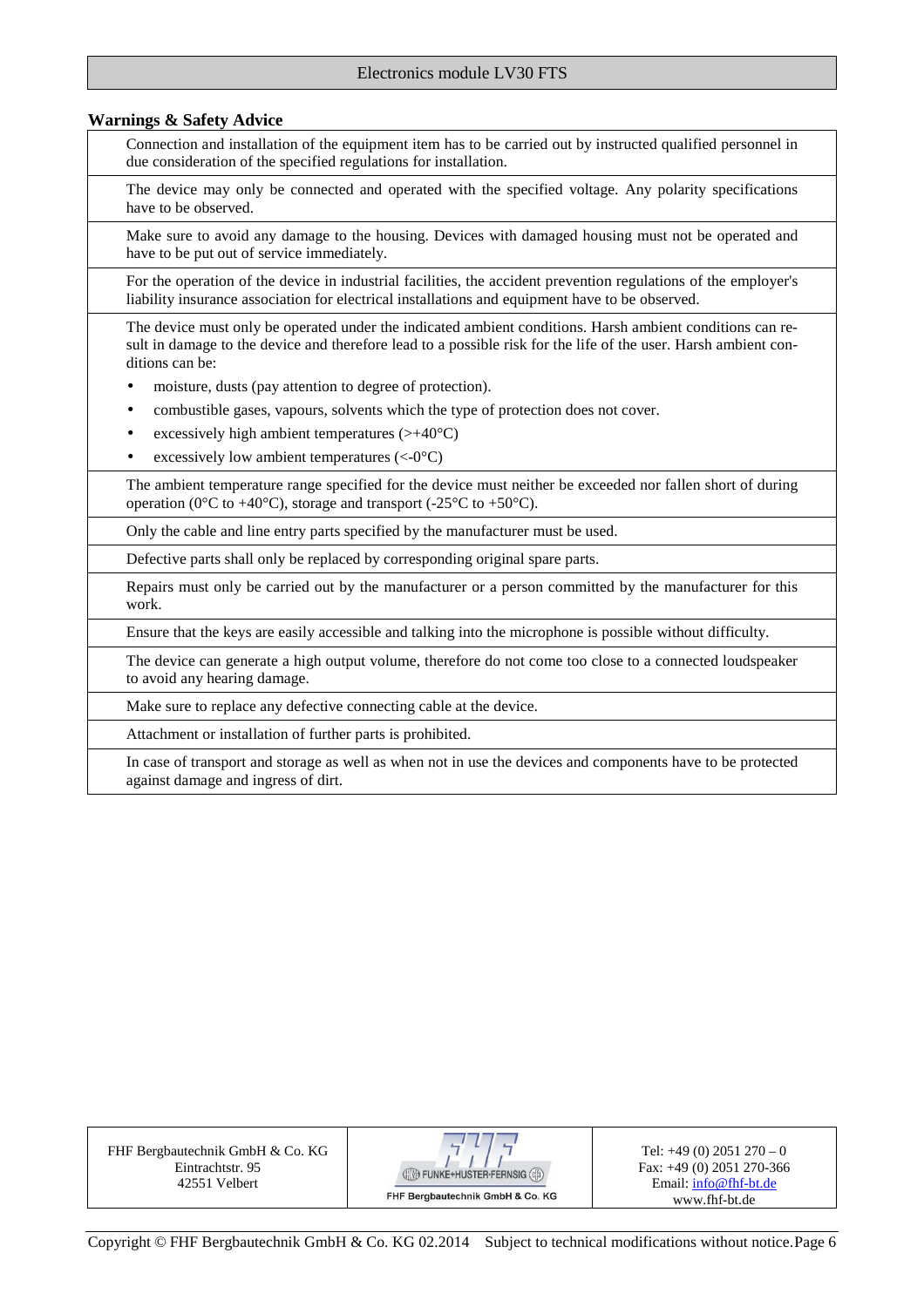## Warnings & Safety Advice

| |
|---|
| Connection and installation of the equipment item has to be carried out by instructed qualified personnel in due consideration of the specified regulations for installation. |
| The device may only be connected and operated with the specified voltage. Any polarity specifications have to be observed. |
| Make sure to avoid any damage to the housing. Devices with damaged housing must not be operated and have to be put out of service immediately. |
| For the operation of the device in industrial facilities, the accident prevention regulations of the employer's liability insurance association for electrical installations and equipment have to be observed. |
| The device must only be operated under the indicated ambient conditions. Harsh ambient conditions can result in damage to the device and therefore lead to a possible risk for the life of the user. Harsh ambient conditions can be: • moisture, dusts (pay attention to degree of protection). • combustible gases, vapours, solvents which the type of protection does not cover. • excessively high ambient temperatures (>+40°C) • excessively low ambient temperatures (<-0°C) |
| The ambient temperature range specified for the device must neither be exceeded nor fallen short of during operation (0°C to +40°C), storage and transport (-25°C to +50°C). |
| Only the cable and line entry parts specified by the manufacturer must be used. |
| Defective parts shall only be replaced by corresponding original spare parts. |
| Repairs must only be carried out by the manufacturer or a person committed by the manufacturer for this work. |
| Ensure that the keys are easily accessible and talking into the microphone is possible without difficulty. |
| The device can generate a high output volume, therefore do not come too close to a connected loudspeaker to avoid any hearing damage. |
| Make sure to replace any defective connecting cable at the device. |
| Attachment or installation of further parts is prohibited. |
| In case of transport and storage as well as when not in use the devices and components have to be protected against damage and ingress of dirt. |

| | | |
|---|---|---|
| FHF Bergbautechnik GmbH & Co. KG<br>Eintrachtstr. 95<br>42551 Velbert | FUNKE+HUSTER-FERNSIG<br>FHF Bergbautechnik GmbH & Co. KG | Tel: +49 (0) 2051 270 – 0<br>Fax: +49 (0) 2051 270-366<br>Email: info@fhf-bt.de<br>www.fhf-bt.de |

Copyright © FHF Bergbautechnik GmbH & Co. KG 02.2014 Subject to technical modifications without notice.